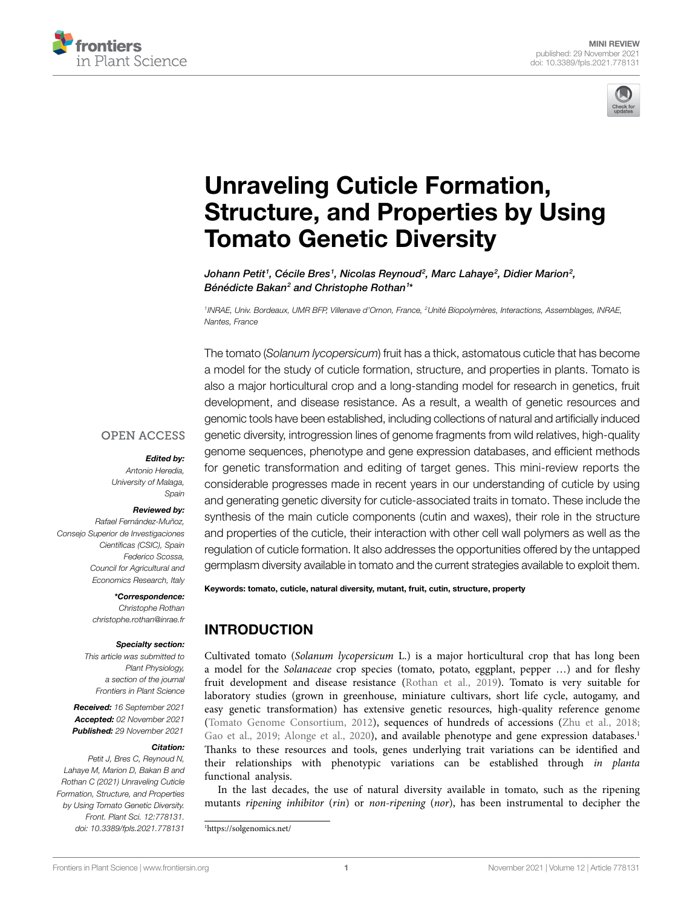MINI REVIEW
published: 29 November 2021
doi: 10.3389/fpls.2021.778131

# Unraveling Cuticle Formation, Structure, and Properties by Using Tomato Genetic Diversity

*Johann Petit[1], Cécile Bres[1], Nicolas Reynoud[2], Marc Lahaye[2], Didier Marion[2], Bénédicte Bakan[2] and Christophe Rothan[1]\**

[1]INRAE, Univ. Bordeaux, UMR BFP, Villenave d'Ornon, France, [2]Unité Biopolymères, Interactions, Assemblages, INRAE, Nantes, France

The tomato (*Solanum lycopersicum*) fruit has a thick, astomatous cuticle that has become a model for the study of cuticle formation, structure, and properties in plants. Tomato is also a major horticultural crop and a long-standing model for research in genetics, fruit development, and disease resistance. As a result, a wealth of genetic resources and genomic tools have been established, including collections of natural and artificially induced genetic diversity, introgression lines of genome fragments from wild relatives, high-quality genome sequences, phenotype and gene expression databases, and efficient methods for genetic transformation and editing of target genes. This mini-review reports the considerable progresses made in recent years in our understanding of cuticle by using and generating genetic diversity for cuticle-associated traits in tomato. These include the synthesis of the main cuticle components (cutin and waxes), their role in the structure and properties of the cuticle, their interaction with other cell wall polymers as well as the regulation of cuticle formation. It also addresses the opportunities offered by the untapped germplasm diversity available in tomato and the current strategies available to exploit them.

**Keywords: tomato, cuticle, natural diversity, mutant, fruit, cutin, structure, property**

OPEN ACCESS

***Edited by:***
*Antonio Heredia,*
*University of Malaga,*
*Spain*

***Reviewed by:***
*Rafael Fernández-Muñoz,*
*Consejo Superior de Investigaciones Científicas (CSIC), Spain*
*Federico Scossa,*
*Council for Agricultural and Economics Research, Italy*

***\*Correspondence:***
*Christophe Rothan*
*christophe.rothan@inrae.fr*

***Specialty section:***
*This article was submitted to Plant Physiology, a section of the journal Frontiers in Plant Science*

***Received:*** *16 September 2021*
***Accepted:*** *02 November 2021*
***Published:*** *29 November 2021*

***Citation:***
*Petit J, Bres C, Reynoud N, Lahaye M, Marion D, Bakan B and Rothan C (2021) Unraveling Cuticle Formation, Structure, and Properties by Using Tomato Genetic Diversity. Front. Plant Sci. 12:778131. doi: 10.3389/fpls.2021.778131*

## INTRODUCTION

Cultivated tomato (*Solanum lycopersicum* L.) is a major horticultural crop that has long been a model for the *Solanaceae* crop species (tomato, potato, eggplant, pepper …) and for fleshy fruit development and disease resistance (Rothan et al., 2019). Tomato is very suitable for laboratory studies (grown in greenhouse, miniature cultivars, short life cycle, autogamy, and easy genetic transformation) has extensive genetic resources, high-quality reference genome (Tomato Genome Consortium, 2012), sequences of hundreds of accessions (Zhu et al., 2018; Gao et al., 2019; Alonge et al., 2020), and available phenotype and gene expression databases.[1] Thanks to these resources and tools, genes underlying trait variations can be identified and their relationships with phenotypic variations can be established through *in planta* functional analysis.

In the last decades, the use of natural diversity available in tomato, such as the ripening mutants *ripening inhibitor* (*rin*) or *non-ripening* (*nor*), has been instrumental to decipher the

[1]https://solgenomics.net/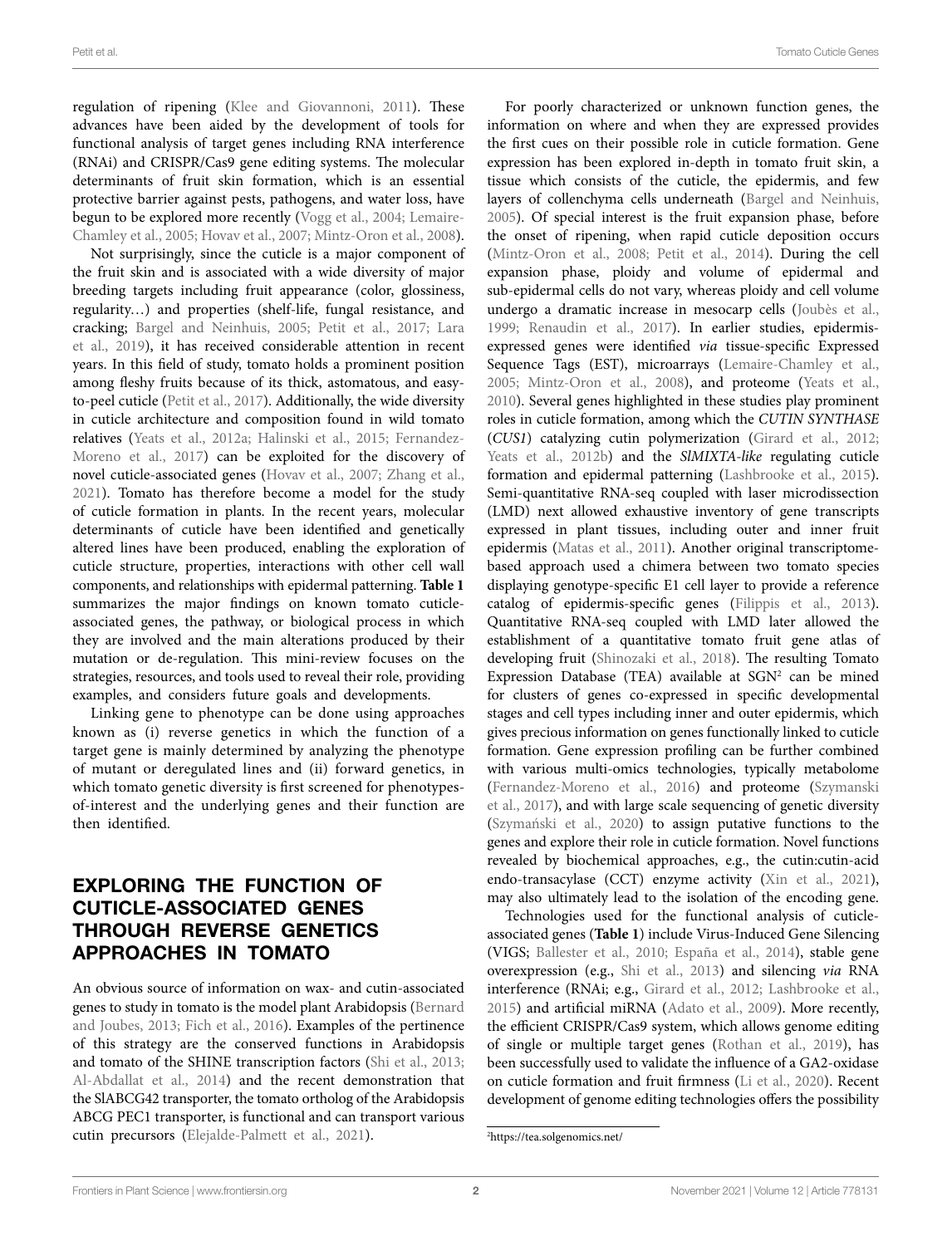regulation of ripening (Klee and Giovannoni, 2011). These advances have been aided by the development of tools for functional analysis of target genes including RNA interference (RNAi) and CRISPR/Cas9 gene editing systems. The molecular determinants of fruit skin formation, which is an essential protective barrier against pests, pathogens, and water loss, have begun to be explored more recently (Vogg et al., 2004; Lemaire-Chamley et al., 2005; Hovav et al., 2007; Mintz-Oron et al., 2008).

Not surprisingly, since the cuticle is a major component of the fruit skin and is associated with a wide diversity of major breeding targets including fruit appearance (color, glossiness, regularity…) and properties (shelf-life, fungal resistance, and cracking; Bargel and Neinhuis, 2005; Petit et al., 2017; Lara et al., 2019), it has received considerable attention in recent years. In this field of study, tomato holds a prominent position among fleshy fruits because of its thick, astomatous, and easy-to-peel cuticle (Petit et al., 2017). Additionally, the wide diversity in cuticle architecture and composition found in wild tomato relatives (Yeats et al., 2012a; Halinski et al., 2015; Fernandez-Moreno et al., 2017) can be exploited for the discovery of novel cuticle-associated genes (Hovav et al., 2007; Zhang et al., 2021). Tomato has therefore become a model for the study of cuticle formation in plants. In the recent years, molecular determinants of cuticle have been identified and genetically altered lines have been produced, enabling the exploration of cuticle structure, properties, interactions with other cell wall components, and relationships with epidermal patterning. **Table 1** summarizes the major findings on known tomato cuticle-associated genes, the pathway, or biological process in which they are involved and the main alterations produced by their mutation or de-regulation. This mini-review focuses on the strategies, resources, and tools used to reveal their role, providing examples, and considers future goals and developments.

Linking gene to phenotype can be done using approaches known as (i) reverse genetics in which the function of a target gene is mainly determined by analyzing the phenotype of mutant or deregulated lines and (ii) forward genetics, in which tomato genetic diversity is first screened for phenotypes-of-interest and the underlying genes and their function are then identified.

## EXPLORING THE FUNCTION OF CUTICLE-ASSOCIATED GENES THROUGH REVERSE GENETICS APPROACHES IN TOMATO

An obvious source of information on wax- and cutin-associated genes to study in tomato is the model plant Arabidopsis (Bernard and Joubes, 2013; Fich et al., 2016). Examples of the pertinence of this strategy are the conserved functions in Arabidopsis and tomato of the SHINE transcription factors (Shi et al., 2013; Al-Abdallat et al., 2014) and the recent demonstration that the SlABCG42 transporter, the tomato ortholog of the Arabidopsis ABCG PEC1 transporter, is functional and can transport various cutin precursors (Elejalde-Palmett et al., 2021).

For poorly characterized or unknown function genes, the information on where and when they are expressed provides the first cues on their possible role in cuticle formation. Gene expression has been explored in-depth in tomato fruit skin, a tissue which consists of the cuticle, the epidermis, and few layers of collenchyma cells underneath (Bargel and Neinhuis, 2005). Of special interest is the fruit expansion phase, before the onset of ripening, when rapid cuticle deposition occurs (Mintz-Oron et al., 2008; Petit et al., 2014). During the cell expansion phase, ploidy and volume of epidermal and sub-epidermal cells do not vary, whereas ploidy and cell volume undergo a dramatic increase in mesocarp cells (Joubès et al., 1999; Renaudin et al., 2017). In earlier studies, epidermis-expressed genes were identified *via* tissue-specific Expressed Sequence Tags (EST), microarrays (Lemaire-Chamley et al., 2005; Mintz-Oron et al., 2008), and proteome (Yeats et al., 2010). Several genes highlighted in these studies play prominent roles in cuticle formation, among which the *CUTIN SYNTHASE* (*CUS1*) catalyzing cutin polymerization (Girard et al., 2012; Yeats et al., 2012b) and the *SlMIXTA-like* regulating cuticle formation and epidermal patterning (Lashbrooke et al., 2015). Semi-quantitative RNA-seq coupled with laser microdissection (LMD) next allowed exhaustive inventory of gene transcripts expressed in plant tissues, including outer and inner fruit epidermis (Matas et al., 2011). Another original transcriptome-based approach used a chimera between two tomato species displaying genotype-specific E1 cell layer to provide a reference catalog of epidermis-specific genes (Filippis et al., 2013). Quantitative RNA-seq coupled with LMD later allowed the establishment of a quantitative tomato fruit gene atlas of developing fruit (Shinozaki et al., 2018). The resulting Tomato Expression Database (TEA) available at SGN[2] can be mined for clusters of genes co-expressed in specific developmental stages and cell types including inner and outer epidermis, which gives precious information on genes functionally linked to cuticle formation. Gene expression profiling can be further combined with various multi-omics technologies, typically metabolome (Fernandez-Moreno et al., 2016) and proteome (Szymanski et al., 2017), and with large scale sequencing of genetic diversity (Szymański et al., 2020) to assign putative functions to the genes and explore their role in cuticle formation. Novel functions revealed by biochemical approaches, e.g., the cutin:cutin-acid endo-transacylase (CCT) enzyme activity (Xin et al., 2021), may also ultimately lead to the isolation of the encoding gene.

Technologies used for the functional analysis of cuticle-associated genes (**Table 1**) include Virus-Induced Gene Silencing (VIGS; Ballester et al., 2010; España et al., 2014), stable gene overexpression (e.g., Shi et al., 2013) and silencing *via* RNA interference (RNAi; e.g., Girard et al., 2012; Lashbrooke et al., 2015) and artificial miRNA (Adato et al., 2009). More recently, the efficient CRISPR/Cas9 system, which allows genome editing of single or multiple target genes (Rothan et al., 2019), has been successfully used to validate the influence of a GA2-oxidase on cuticle formation and fruit firmness (Li et al., 2020). Recent development of genome editing technologies offers the possibility

[2] https://tea.solgenomics.net/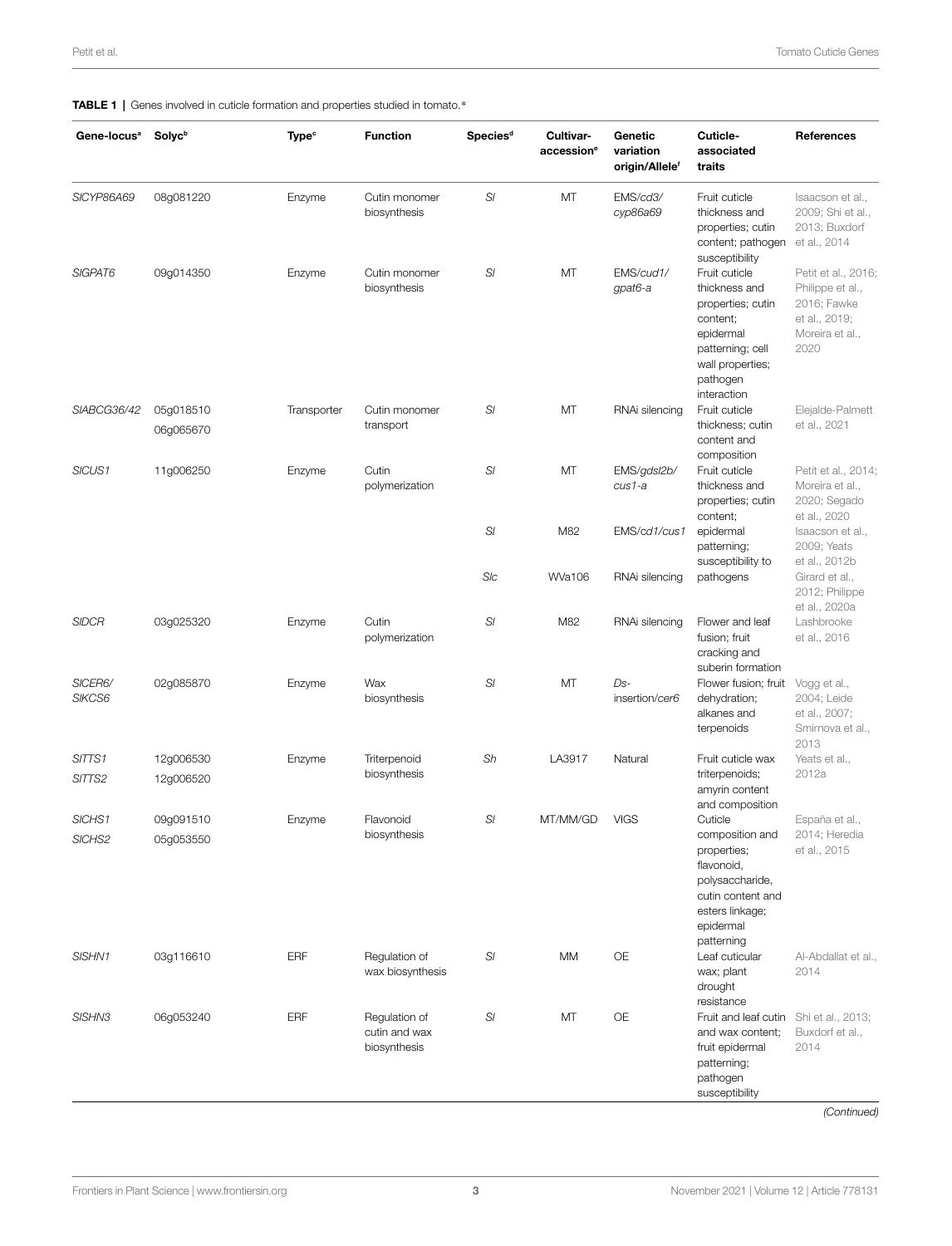**TABLE 1 |** Genes involved in cuticle formation and properties studied in tomato.*

| Gene-locus[a] | Solyc[b] | Type[c] | Function | Species[d] | Cultivar-accession[e] | Genetic variation origin/Allele[f] | Cuticle-associated traits | References |
|---|---|---|---|---|---|---|---|---|
| *SlCYP86A69* | 08g081220 | Enzyme | Cutin monomer biosynthesis | *Sl* | MT | EMS/*cd3/cyp86a69* | Fruit cuticle thickness and properties; cutin content; pathogen susceptibility | Isaacson et al., 2009; Shi et al., 2013; Buxdorf et al., 2014 |
| *SlGPAT6* | 09g014350 | Enzyme | Cutin monomer biosynthesis | *Sl* | MT | EMS/*cud1/gpat6-a* | Fruit cuticle thickness and properties; cutin content; epidermal patterning; cell wall properties; pathogen interaction | Petit et al., 2016; Philippe et al., 2016; Fawke et al., 2019; Moreira et al., 2020 |
| *SlABCG36/42* | 05g018510 06g065670 | Transporter | Cutin monomer transport | *Sl* | MT | RNAi silencing | Fruit cuticle thickness; cutin content and composition | Elejalde-Palmett et al., 2021 |
| *SlCUS1* | 11g006250 | Enzyme | Cutin polymerization | *Sl* | MT | EMS/*gdsl2b/cus1-a* | Fruit cuticle thickness and properties; cutin content; epidermal patterning; susceptibility to pathogens | Petit et al., 2014; Moreira et al., 2020; Segado et al., 2020 |
| | | | | *Sl* | M82 | EMS/*cd1/cus1* | | Isaacson et al., 2009; Yeats et al., 2012b |
| | | | | *Slc* | WVa106 | RNAi silencing | | Girard et al., 2012; Philippe et al., 2020a |
| *SlDCR* | 03g025320 | Enzyme | Cutin polymerization | *Sl* | M82 | RNAi silencing | Flower and leaf fusion; fruit cracking and suberin formation | Lashbrooke et al., 2016 |
| *SlCER6/ SlKCS6* | 02g085870 | Enzyme | Wax biosynthesis | *Sl* | MT | *Ds*-insertion/*cer6* | Flower fusion; fruit dehydration; alkanes and terpenoids | Vogg et al., 2004; Leide et al., 2007; Smirnova et al., 2013 |
| *SlTTS1* *SlTTS2* | 12g006530 12g006520 | Enzyme | Triterpenoid biosynthesis | *Sh* | LA3917 | Natural | Fruit cuticle wax triterpenoids; amyrin content and composition | Yeats et al., 2012a |
| *SlCHS1* *SlCHS2* | 09g091510 05g053550 | Enzyme | Flavonoid biosynthesis | *Sl* | MT/MM/GD | VIGS | Cuticle composition and properties; flavonoid, polysaccharide, cutin content and esters linkage; epidermal patterning | España et al., 2014; Heredia et al., 2015 |
| *SlSHN1* | 03g116610 | ERF | Regulation of wax biosynthesis | *Sl* | MM | OE | Leaf cuticular wax; plant drought resistance | Al-Abdallat et al., 2014 |
| *SlSHN3* | 06g053240 | ERF | Regulation of cutin and wax biosynthesis | *Sl* | MT | OE | Fruit and leaf cutin and wax content; fruit epidermal patterning; pathogen susceptibility | Shi et al., 2013; Buxdorf et al., 2014 |

*(Continued)*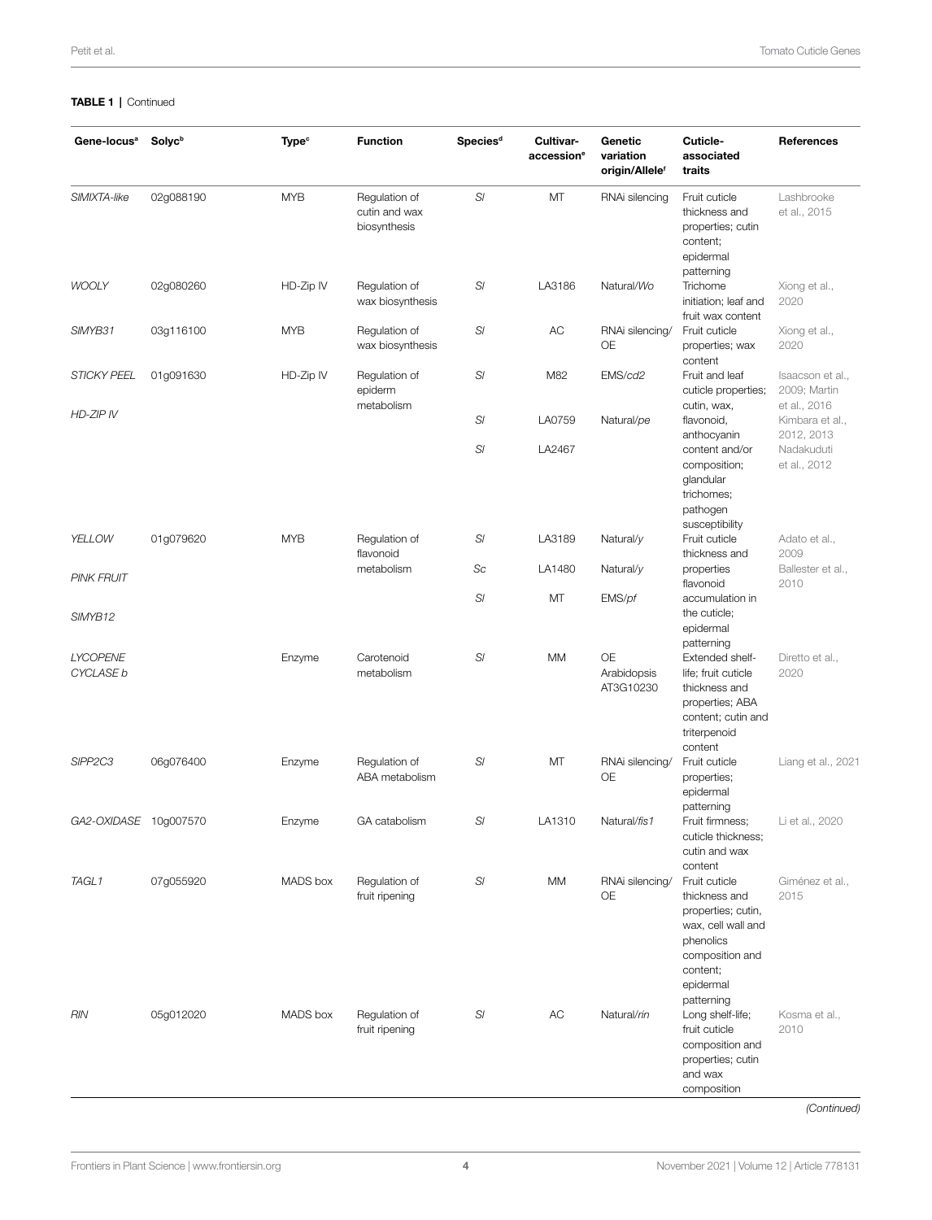**TABLE 1** | Continued

| Gene-locus[a] | Solyc[b] | Type[c] | Function | Species[d] | Cultivar-accession[e] | Genetic variation origin/Allele[f] | Cuticle-associated traits | References |
|---|---|---|---|---|---|---|---|---|
| *SlMIXTA-like* | 02g088190 | MYB | Regulation of cutin and wax biosynthesis | *Sl* | MT | RNAi silencing | Fruit cuticle thickness and properties; cutin content; epidermal patterning | Lashbrooke et al., 2015 |
| *WOOLY* | 02g080260 | HD-Zip IV | Regulation of wax biosynthesis | *Sl* | LA3186 | Natural/*Wo* | Trichome initiation; leaf and fruit wax content | Xiong et al., 2020 |
| *SlMYB31* | 03g116100 | MYB | Regulation of wax biosynthesis | *Sl* | AC | RNAi silencing/ OE | Fruit cuticle properties; wax content | Xiong et al., 2020 |
| *STICKY PEEL* <br> *HD-ZIP IV* | 01g091630 | HD-Zip IV | Regulation of epiderm metabolism | *Sl* <br> *Sl* <br> *Sl* | M82 <br> LA0759 <br> LA2467 | EMS/*cd2* <br> Natural/*pe* | Fruit and leaf cuticle properties; cutin, wax, flavonoid, anthocyanin content and/or composition; glandular trichomes; pathogen susceptibility | Isaacson et al., 2009; Martin et al., 2016 <br> Kimbara et al., 2012, 2013 <br> Nadakuduti et al., 2012 |
| *YELLOW* <br> *PINK FRUIT* <br> *SlMYB12* | 01g079620 | MYB | Regulation of flavonoid metabolism | *Sl* <br> *Sc* <br> *Sl* | LA3189 <br> LA1480 <br> MT | Natural/*y* <br> Natural/*y* <br> EMS/*pf* | Fruit cuticle thickness and properties flavonoid accumulation in the cuticle; epidermal patterning | Adato et al., 2009 <br> Ballester et al., 2010 |
| *LYCOPENE CYCLASE b* | | Enzyme | Carotenoid metabolism | *Sl* | MM | OE Arabidopsis AT3G10230 | Extended shelf-life; fruit cuticle thickness and properties; ABA content; cutin and triterpenoid content | Diretto et al., 2020 |
| *SlPP2C3* | 06g076400 | Enzyme | Regulation of ABA metabolism | *Sl* | MT | RNAi silencing/ OE | Fruit cuticle properties; epidermal patterning | Liang et al., 2021 |
| *GA2-OXIDASE* | 10g007570 | Enzyme | GA catabolism | *Sl* | LA1310 | Natural/*fis1* | Fruit firmness; cuticle thickness; cutin and wax content | Li et al., 2020 |
| *TAGL1* | 07g055920 | MADS box | Regulation of fruit ripening | *Sl* | MM | RNAi silencing/ OE | Fruit cuticle thickness and properties; cutin, wax, cell wall and phenolics composition and content; epidermal patterning | Giménez et al., 2015 |
| *RIN* | 05g012020 | MADS box | Regulation of fruit ripening | *Sl* | AC | Natural/*rin* | Long shelf-life; fruit cuticle composition and properties; cutin and wax composition | Kosma et al., 2010 |

*(Continued)*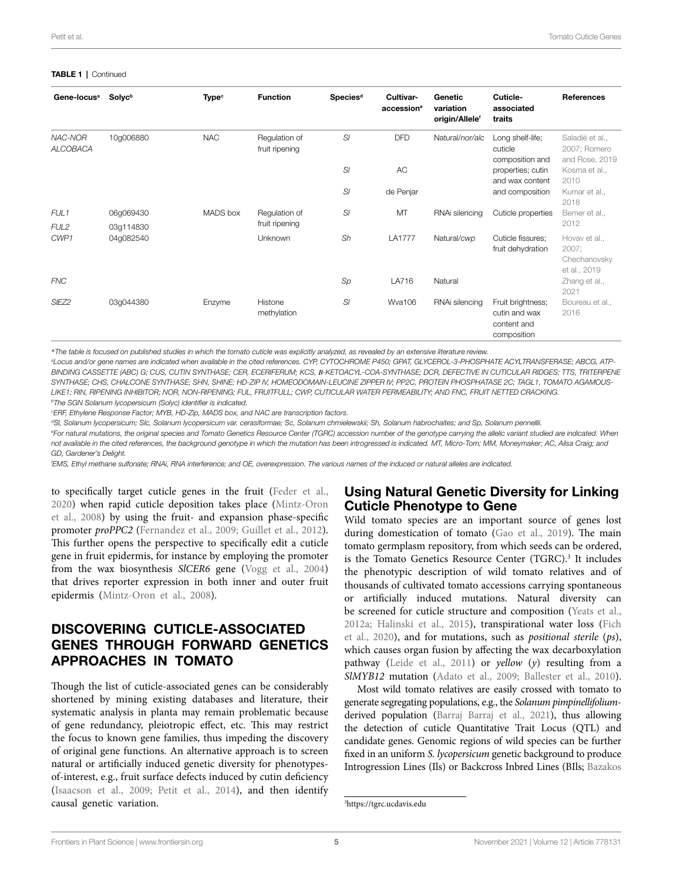**TABLE 1** | Continued

| Gene-locus[a] | Solyc[b] | Type[c] | Function | Species[d] | Cultivar-accession[e] | Genetic variation origin/Allele[f] | Cuticle-associated traits | References |
|---|---|---|---|---|---|---|---|---|
| *NAC-NOR ALCOBACA* | 10g006880 | NAC | Regulation of fruit ripening | *Sl* | DFD | Natural/*nor/alc* | Long shelf-life; cuticle composition and properties; cutin and wax content and composition | Saladié et al., 2007; Romero and Rose, 2019 |
| | | | | *Sl* | AC | | | Kosma et al., 2010 |
| | | | | *Sl* | de Penjar | | | Kumar et al., 2018 |
| *FUL1* | 06g069430 | MADS box | Regulation of fruit ripening | *Sl* | MT | RNAi silencing | Cuticle properties | Bemer et al., 2012 |
| *FUL2* | 03g114830 | | | | | | | |
| *CWP1* | 04g082540 | | Unknown | *Sh* | LA1777 | Natural/*cwp* | Cuticle fissures; fruit dehydration | Hovav et al., 2007; Chechanovsky et al., 2019 |
| *FNC* | | | | *Sp* | LA716 | Natural | | Zhang et al., 2021 |
| *SlEZ2* | 03g044380 | Enzyme | Histone methylation | *Sl* | Wva106 | RNAi silencing | Fruit brightness; cutin and wax content and composition | Boureau et al., 2016 |

*The table is focused on published studies in which the tomato cuticle was explicitly analyzed, as revealed by an extensive literature review.

[a]Locus and/or gene names are indicated when available in the cited references. CYP, CYTOCHROME P450; GPAT, GLYCEROL-3-PHOSPHATE ACYLTRANSFERASE; ABCG, ATP-BINDING CASSETTE (ABC) G; CUS, CUTIN SYNTHASE; CER, ECERIFERUM; KCS, β-KETOACYL-COA-SYNTHASE; DCR, DEFECTIVE IN CUTICULAR RIDGES; TTS, TRITERPENE SYNTHASE; CHS, CHALCONE SYNTHASE; SHN, SHINE; HD-ZIP IV, HOMEODOMAIN-LEUCINE ZIPPER IV; PP2C, PROTEIN PHOSPHATASE 2C; TAGL1, TOMATO AGAMOUS-LIKE1; RIN, RIPENING INHIBITOR; NOR, NON-RIPENING; FUL, FRUITFULL; CWP, CUTICULAR WATER PERMEABILITY; AND FNC, FRUIT NETTED CRACKING.

[b]The SGN Solanum lycopersicum (Solyc) identifier is indicated.

[c]ERF, Ethylene Response Factor; MYB, HD-Zip, MADS box, and NAC are transcription factors.

[d]Sl, Solanum lycopersicum; Slc, Solanum lycopersicum var. cerasiformae; Sc, Solanum chmielewskii; Sh, Solanum habrochaites; and Sp, Solanum pennellii.

[e]For natural mutations, the original species and Tomato Genetics Resource Center (TGRC) accession number of the genotype carrying the allelic variant studied are indicated. When not available in the cited references, the background genotype in which the mutation has been introgressed is indicated. MT, Micro-Tom; MM, Moneymaker; AC, Ailsa Craig; and GD, Gardener's Delight.

[f]EMS, Ethyl methane sulfonate; RNAi, RNA interference; and OE, overexpression. The various names of the induced or natural alleles are indicated.

to specifically target cuticle genes in the fruit (Feder et al., 2020) when rapid cuticle deposition takes place (Mintz-Oron et al., 2008) by using the fruit- and expansion phase-specific promoter *proPPC2* (Fernandez et al., 2009; Guillet et al., 2012). This further opens the perspective to specifically edit a cuticle gene in fruit epidermis, for instance by employing the promoter from the wax biosynthesis *SlCER6* gene (Vogg et al., 2004) that drives reporter expression in both inner and outer fruit epidermis (Mintz-Oron et al., 2008).

## DISCOVERING CUTICLE-ASSOCIATED GENES THROUGH FORWARD GENETICS APPROACHES IN TOMATO

Though the list of cuticle-associated genes can be considerably shortened by mining existing databases and literature, their systematic analysis in planta may remain problematic because of gene redundancy, pleiotropic effect, etc. This may restrict the focus to known gene families, thus impeding the discovery of original gene functions. An alternative approach is to screen natural or artificially induced genetic diversity for phenotypes-of-interest, e.g., fruit surface defects induced by cutin deficiency (Isaacson et al., 2009; Petit et al., 2014), and then identify causal genetic variation.

### Using Natural Genetic Diversity for Linking Cuticle Phenotype to Gene

Wild tomato species are an important source of genes lost during domestication of tomato (Gao et al., 2019). The main tomato germplasm repository, from which seeds can be ordered, is the Tomato Genetics Resource Center (TGRC).[3] It includes the phenotypic description of wild tomato relatives and of thousands of cultivated tomato accessions carrying spontaneous or artificially induced mutations. Natural diversity can be screened for cuticle structure and composition (Yeats et al., 2012a; Halinski et al., 2015), transpirational water loss (Fich et al., 2020), and for mutations, such as *positional sterile* (*ps*), which causes organ fusion by affecting the wax decarboxylation pathway (Leide et al., 2011) or *yellow* (*y*) resulting from a *SlMYB12* mutation (Adato et al., 2009; Ballester et al., 2010).

Most wild tomato relatives are easily crossed with tomato to generate segregating populations, e.g., the *Solanum pimpinellifolium*-derived population (Barraj Barraj et al., 2021), thus allowing the detection of cuticle Quantitative Trait Locus (QTL) and candidate genes. Genomic regions of wild species can be further fixed in an uniform *S. lycopersicum* genetic background to produce Introgression Lines (Ils) or Backcross Inbred Lines (BIls; Bazakos

[3]https://tgrc.ucdavis.edu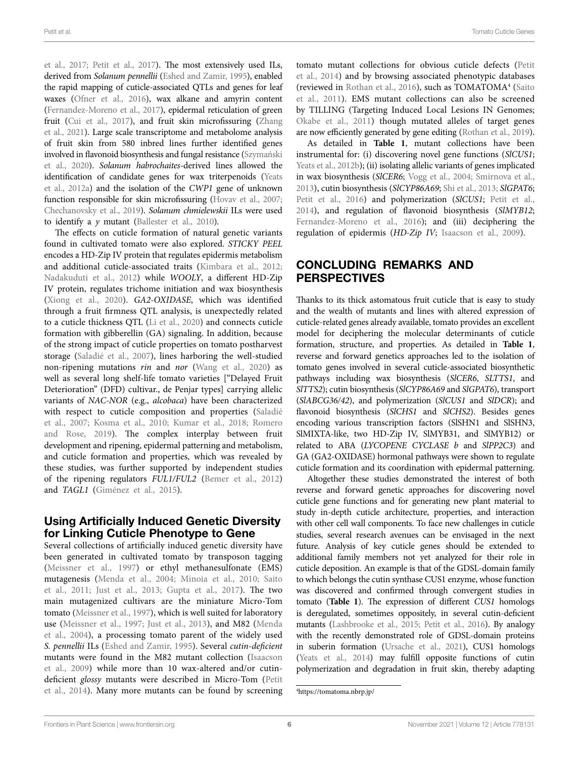et al., 2017; Petit et al., 2017). The most extensivly used ILs, derived from *Solanum pennellii* (Eshed and Zamir, 1995), enabled the rapid mapping of cuticle-associated QTLs and genes for leaf waxes (Ofner et al., 2016), wax alkane and amyrin content (Fernandez-Moreno et al., 2017), epidermal reticulation of green fruit (Cui et al., 2017), and fruit skin microfissuring (Zhang et al., 2021). Large scale transcriptome and metabolome analysis of fruit skin from 580 inbred lines further identified genes involved in flavonoid biosynthesis and fungal resistance (Szymański et al., 2020). *Solanum habrochaites*-derived lines allowed the identification of candidate genes for wax triterpenoids (Yeats et al., 2012a) and the isolation of the *CWP1* gene of unknown function responsible for skin microfissuring (Hovav et al., 2007; Chechanovsky et al., 2019). *Solanum chmielewskii* ILs were used to identify a *y* mutant (Ballester et al., 2010).

The effects on cuticle formation of natural genetic variants found in cultivated tomato were also explored. *STICKY PEEL* encodes a HD-Zip IV protein that regulates epidermis metabolism and additional cuticle-associated traits (Kimbara et al., 2012; Nadakuduti et al., 2012) while *WOOLY*, a different HD-Zip IV protein, regulates trichome initiation and wax biosynthesis (Xiong et al., 2020). *GA2-OXIDASE*, which was identified through a fruit firmness QTL analysis, is unexpectedly related to a cuticle thickness QTL (Li et al., 2020) and connects cuticle formation with gibberellin (GA) signaling. In addition, because of the strong impact of cuticle properties on tomato postharvest storage (Saladié et al., 2007), lines harboring the well-studied non-ripening mutations *rin* and *nor* (Wang et al., 2020) as well as several long shelf-life tomato varieties ["Delayed Fruit Deterioration" (DFD) cultivar., de Penjar types] carrying allelic variants of *NAC-NOR* (e.g., *alcobaca*) have been characterized with respect to cuticle composition and properties (Saladié et al., 2007; Kosma et al., 2010; Kumar et al., 2018; Romero and Rose, 2019). The complex interplay between fruit development and ripening, epidermal patterning and metabolism, and cuticle formation and properties, which was revealed by these studies, was further supported by independent studies of the ripening regulators *FUL1/FUL2* (Bemer et al., 2012) and *TAGL1* (Giménez et al., 2015).

### Using Artificially Induced Genetic Diversity for Linking Cuticle Phenotype to Gene

Several collections of artificially induced genetic diversity have been generated in cultivated tomato by transposon tagging (Meissner et al., 1997) or ethyl methanesulfonate (EMS) mutagenesis (Menda et al., 2004; Minoia et al., 2010; Saito et al., 2011; Just et al., 2013; Gupta et al., 2017). The two main mutagenized cultivars are the miniature Micro-Tom tomato (Meissner et al., 1997), which is well suited for laboratory use (Meissner et al., 1997; Just et al., 2013), and M82 (Menda et al., 2004), a processing tomato parent of the widely used *S. pennellii* ILs (Eshed and Zamir, 1995). Several *cutin-deficient* mutants were found in the M82 mutant collection (Isaacson et al., 2009) while more than 10 wax-altered and/or cutin-deficient *glossy* mutants were described in Micro-Tom (Petit et al., 2014). Many more mutants can be found by screening tomato mutant collections for obvious cuticle defects (Petit et al., 2014) and by browsing associated phenotypic databases (reviewed in Rothan et al., 2016), such as TOMATOMA[4] (Saito et al., 2011). EMS mutant collections can also be screened by TILLING (Targeting Induced Local Lesions IN Genomes; Okabe et al., 2011) though mutated alleles of target genes are now efficiently generated by gene editing (Rothan et al., 2019).

As detailed in **Table 1**, mutant collections have been instrumental for: (i) discovering novel gene functions (*SlCUS1*; Yeats et al., 2012b); (ii) isolating allelic variants of genes implicated in wax biosynthesis (*SlCER6*; Vogg et al., 2004; Smirnova et al., 2013), cutin biosynthesis (*SlCYP86A69*; Shi et al., 2013; *SlGPAT6*; Petit et al., 2016) and polymerization (*SlCUS1*; Petit et al., 2014), and regulation of flavonoid biosynthesis (*SlMYB12*; Fernandez-Moreno et al., 2016); and (iii) deciphering the regulation of epidermis (*HD-Zip IV*; Isaacson et al., 2009).

## CONCLUDING REMARKS AND PERSPECTIVES

Thanks to its thick astomatous fruit cuticle that is easy to study and the wealth of mutants and lines with altered expression of cuticle-related genes already available, tomato provides an excellent model for deciphering the molecular determinants of cuticle formation, structure, and properties. As detailed in **Table 1**, reverse and forward genetics approaches led to the isolation of tomato genes involved in several cuticle-associated biosynthetic pathways including wax biosynthesis (*SlCER6*, *SLTTS1*, and *SlTTS2*); cutin biosynthesis (*SlCYP86A69* and *SlGPAT6*), transport (*SlABCG36/42*), and polymerization (*SlCUS1* and *SlDCR*); and flavonoid biosynthesis (*SlCHS1* and *SlCHS2*). Besides genes encoding various transcription factors (SlSHN1 and SlSHN3, SlMIXTA-like, two HD-Zip IV, SlMYB31, and SlMYB12) or related to ABA (*LYCOPENE CYCLASE b* and *SlPP2C3*) and GA (GA2-OXIDASE) hormonal pathways were shown to regulate cuticle formation and its coordination with epidermal patterning.

Altogether these studies demonstrated the interest of both reverse and forward genetic approaches for discovering novel cuticle gene functions and for generating new plant material to study in-depth cuticle architecture, properties, and interaction with other cell wall components. To face new challenges in cuticle studies, several research avenues can be envisaged in the next future. Analysis of key cuticle genes should be extended to additional family members not yet analyzed for their role in cuticle deposition. An example is that of the GDSL-domain family to which belongs the cutin synthase CUS1 enzyme, whose function was discovered and confirmed through convergent studies in tomato (**Table 1**). The expression of different *CUS1* homologs is deregulated, sometimes oppositely, in several cutin-deficient mutants (Lashbrooke et al., 2015; Petit et al., 2016). By analogy with the recently demonstrated role of GDSL-domain proteins in suberin formation (Ursache et al., 2021), CUS1 homologs (Yeats et al., 2014) may fulfill opposite functions of cutin polymerization and degradation in fruit skin, thereby adapting

[4] https://tomatoma.nbrp.jp/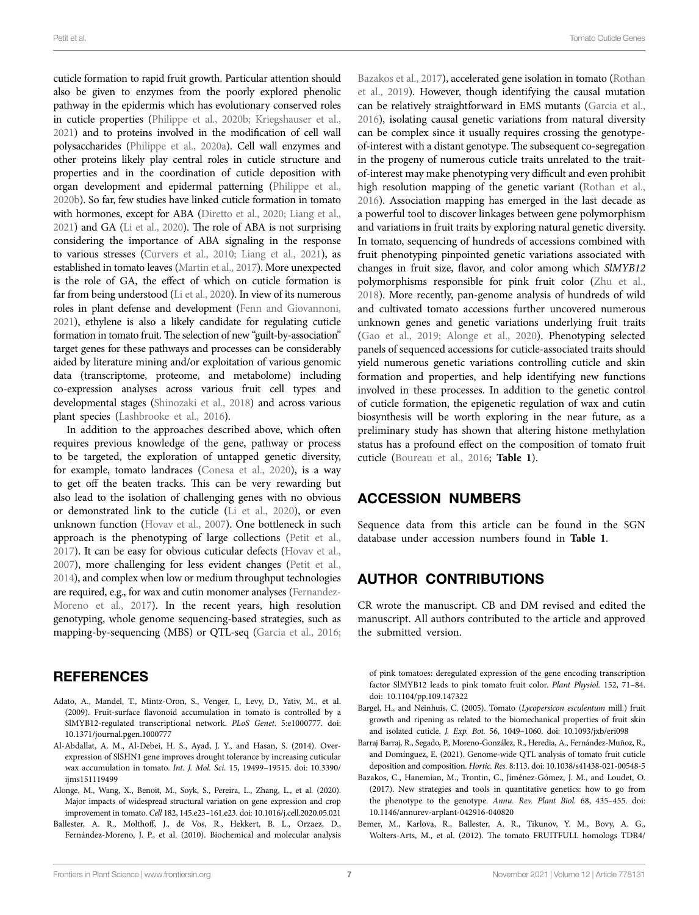cuticle formation to rapid fruit growth. Particular attention should also be given to enzymes from the poorly explored phenolic pathway in the epidermis which has evolutionary conserved roles in cuticle properties (Philippe et al., 2020b; Kriegshauser et al., 2021) and to proteins involved in the modification of cell wall polysaccharides (Philippe et al., 2020a). Cell wall enzymes and other proteins likely play central roles in cuticle structure and properties and in the coordination of cuticle deposition with organ development and epidermal patterning (Philippe et al., 2020b). So far, few studies have linked cuticle formation in tomato with hormones, except for ABA (Diretto et al., 2020; Liang et al., 2021) and GA (Li et al., 2020). The role of ABA is not surprising considering the importance of ABA signaling in the response to various stresses (Curvers et al., 2010; Liang et al., 2021), as established in tomato leaves (Martin et al., 2017). More unexpected is the role of GA, the effect of which on cuticle formation is far from being understood (Li et al., 2020). In view of its numerous roles in plant defense and development (Fenn and Giovannoni, 2021), ethylene is also a likely candidate for regulating cuticle formation in tomato fruit. The selection of new "guilt-by-association" target genes for these pathways and processes can be considerably aided by literature mining and/or exploitation of various genomic data (transcriptome, proteome, and metabolome) including co-expression analyses across various fruit cell types and developmental stages (Shinozaki et al., 2018) and across various plant species (Lashbrooke et al., 2016).

In addition to the approaches described above, which often requires previous knowledge of the gene, pathway or process to be targeted, the exploration of untapped genetic diversity, for example, tomato landraces (Conesa et al., 2020), is a way to get off the beaten tracks. This can be very rewarding but also lead to the isolation of challenging genes with no obvious or demonstrated link to the cuticle (Li et al., 2020), or even unknown function (Hovav et al., 2007). One bottleneck in such approach is the phenotyping of large collections (Petit et al., 2017). It can be easy for obvious cuticular defects (Hovav et al., 2007), more challenging for less evident changes (Petit et al., 2014), and complex when low or medium throughput technologies are required, e.g., for wax and cutin monomer analyses (Fernandez-Moreno et al., 2017). In the recent years, high resolution genotyping, whole genome sequencing-based strategies, such as mapping-by-sequencing (MBS) or QTL-seq (Garcia et al., 2016; Bazakos et al., 2017), accelerated gene isolation in tomato (Rothan et al., 2019). However, though identifying the causal mutation can be relatively straightforward in EMS mutants (Garcia et al., 2016), isolating causal genetic variations from natural diversity can be complex since it usually requires crossing the genotype-of-interest with a distant genotype. The subsequent co-segregation in the progeny of numerous cuticle traits unrelated to the trait-of-interest may make phenotyping very difficult and even prohibit high resolution mapping of the genetic variant (Rothan et al., 2016). Association mapping has emerged in the last decade as a powerful tool to discover linkages between gene polymorphism and variations in fruit traits by exploring natural genetic diversity. In tomato, sequencing of hundreds of accessions combined with fruit phenotyping pinpointed genetic variations associated with changes in fruit size, flavor, and color among which *SlMYB12* polymorphisms responsible for pink fruit color (Zhu et al., 2018). More recently, pan-genome analysis of hundreds of wild and cultivated tomato accessions further uncovered numerous unknown genes and genetic variations underlying fruit traits (Gao et al., 2019; Alonge et al., 2020). Phenotyping selected panels of sequenced accessions for cuticle-associated traits should yield numerous genetic variations controlling cuticle and skin formation and properties, and help identifying new functions involved in these processes. In addition to the genetic control of cuticle formation, the epigenetic regulation of wax and cutin biosynthesis will be worth exploring in the near future, as a preliminary study has shown that altering histone methylation status has a profound effect on the composition of tomato fruit cuticle (Boureau et al., 2016; **Table 1**).

## ACCESSION NUMBERS

Sequence data from this article can be found in the SGN database under accession numbers found in **Table 1**.

## AUTHOR CONTRIBUTIONS

CR wrote the manuscript. CB and DM revised and edited the manuscript. All authors contributed to the article and approved the submitted version.

## REFERENCES

Adato, A., Mandel, T., Mintz-Oron, S., Venger, I., Levy, D., Yativ, M., et al. (2009). Fruit-surface flavonoid accumulation in tomato is controlled by a SlMYB12-regulated transcriptional network. *PLoS Genet.* 5:e1000777. doi: 10.1371/journal.pgen.1000777

Al-Abdallat, A. M., Al-Debei, H. S., Ayad, J. Y., and Hasan, S. (2014). Over-expression of SlSHN1 gene improves drought tolerance by increasing cuticular wax accumulation in tomato. *Int. J. Mol. Sci.* 15, 19499–19515. doi: 10.3390/ijms151119499

Alonge, M., Wang, X., Benoit, M., Soyk, S., Pereira, L., Zhang, L., et al. (2020). Major impacts of widespread structural variation on gene expression and crop improvement in tomato. *Cell* 182, 145.e23–161.e23. doi: 10.1016/j.cell.2020.05.021

Ballester, A. R., Molthoff, J., de Vos, R., Hekkert, B. L., Orzaez, D., Fernández-Moreno, J. P., et al. (2010). Biochemical and molecular analysis of pink tomatoes: deregulated expression of the gene encoding transcription factor SlMYB12 leads to pink tomato fruit color. *Plant Physiol.* 152, 71–84. doi: 10.1104/pp.109.147322

Bargel, H., and Neinhuis, C. (2005). Tomato (*Lycopersicon esculentum* mill.) fruit growth and ripening as related to the biomechanical properties of fruit skin and isolated cuticle. *J. Exp. Bot.* 56, 1049–1060. doi: 10.1093/jxb/eri098

Barraj Barraj, R., Segado, P., Moreno-González, R., Heredia, A., Fernández-Muñoz, R., and Domínguez, E. (2021). Genome-wide QTL analysis of tomato fruit cuticle deposition and composition. *Hortic. Res.* 8:113. doi: 10.1038/s41438-021-00548-5

Bazakos, C., Hanemian, M., Trontin, C., Jiménez-Gómez, J. M., and Loudet, O. (2017). New strategies and tools in quantitative genetics: how to go from the phenotype to the genotype. *Annu. Rev. Plant Biol.* 68, 435–455. doi: 10.1146/annurev-arplant-042916-040820

Bemer, M., Karlova, R., Ballester, A. R., Tikunov, Y. M., Bovy, A. G., Wolters-Arts, M., et al. (2012). The tomato FRUITFULL homologs TDR4/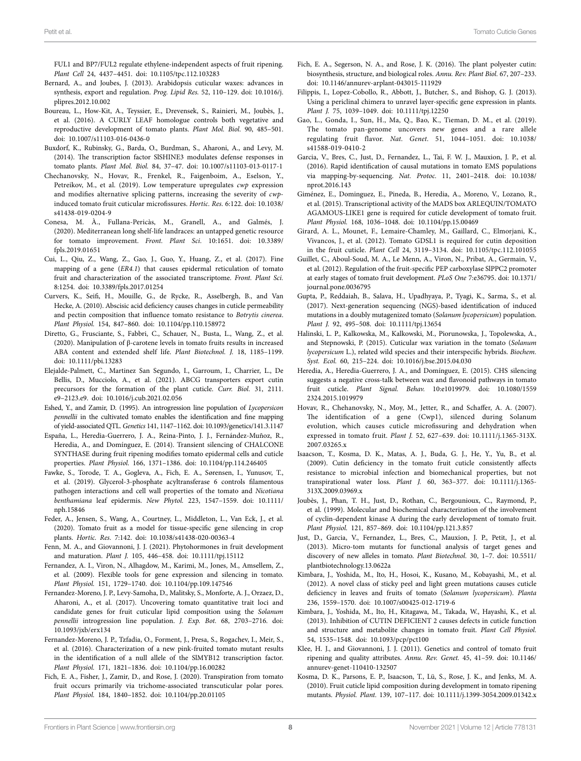FUL1 and BP7/FUL2 regulate ethylene-independent aspects of fruit ripening. *Plant Cell* 24, 4437–4451. doi: 10.1105/tpc.112.103283

Bernard, A., and Joubes, J. (2013). Arabidopsis cuticular waxes: advances in synthesis, export and regulation. *Prog. Lipid Res.* 52, 110–129. doi: 10.1016/j.plipres.2012.10.002

Boureau, L., How-Kit, A., Teyssier, E., Drevensek, S., Rainieri, M., Joubès, J., et al. (2016). A CURLY LEAF homologue controls both vegetative and reproductive development of tomato plants. *Plant Mol. Biol.* 90, 485–501. doi: 10.1007/s11103-016-0436-0

Buxdorf, K., Rubinsky, G., Barda, O., Burdman, S., Aharoni, A., and Levy, M. (2014). The transcription factor SlSHINE3 modulates defense responses in tomato plants. *Plant Mol. Biol.* 84, 37–47. doi: 10.1007/s11103-013-0117-1

Chechanovsky, N., Hovav, R., Frenkel, R., Faigenboim, A., Eselson, Y., Petreikov, M., et al. (2019). Low temperature upregulates *cwp* expression and modifies alternative splicing patterns, increasing the severity of *cwp*-induced tomato fruit cuticular microfissures. *Hortic. Res.* 6:122. doi: 10.1038/s41438-019-0204-9

Conesa, M. À., Fullana-Pericàs, M., Granell, A., and Galmés, J. (2020). Mediterranean long shelf-life landraces: an untapped genetic resource for tomato improvement. *Front. Plant Sci.* 10:1651. doi: 10.3389/fpls.2019.01651

Cui, L., Qiu, Z., Wang, Z., Gao, J., Guo, Y., Huang, Z., et al. (2017). Fine mapping of a gene (*ER4.1*) that causes epidermal reticulation of tomato fruit and characterization of the associated transcriptome. *Front. Plant Sci.* 8:1254. doi: 10.3389/fpls.2017.01254

Curvers, K., Seifi, H., Mouille, G., de Rycke, R., Asselbergh, B., and Van Hecke, A. (2010). Abscisic acid deficiency causes changes in cuticle permeability and pectin composition that influence tomato resistance to *Botrytis cinerea*. *Plant Physiol.* 154, 847–860. doi: 10.1104/pp.110.158972

Diretto, G., Frusciante, S., Fabbri, C., Schauer, N., Busta, L., Wang, Z., et al. (2020). Manipulation of β-carotene levels in tomato fruits results in increased ABA content and extended shelf life. *Plant Biotechnol. J.* 18, 1185–1199. doi: 10.1111/pbi.13283

Elejalde-Palmett, C., Martinez San Segundo, I., Garroum, I., Charrier, L., De Bellis, D., Mucciolo, A., et al. (2021). ABCG transporters export cutin precursors for the formation of the plant cuticle. *Curr. Biol.* 31, 2111. e9–2123.e9. doi: 10.1016/j.cub.2021.02.056

Eshed, Y., and Zamir, D. (1995). An introgression line population of *Lycopersicon pennellii* in the cultivated tomato enables the identification and fine mapping of yield-associated QTL. *Genetics* 141, 1147–1162. doi: 10.1093/genetics/141.3.1147

España, L., Heredia-Guerrero, J. A., Reina-Pinto, J. J., Fernández-Muñoz, R., Heredia, A., and Domínguez, E. (2014). Transient silencing of CHALCONE SYNTHASE during fruit ripening modifies tomato epidermal cells and cuticle properties. *Plant Physiol.* 166, 1371–1386. doi: 10.1104/pp.114.246405

Fawke, S., Torode, T. A., Gogleva, A., Fich, E. A., Sørensen, I., Yunusov, T., et al. (2019). Glycerol-3-phosphate acyltransferase 6 controls filamentous pathogen interactions and cell wall properties of the tomato and *Nicotiana benthamiana* leaf epidermis. *New Phytol.* 223, 1547–1559. doi: 10.1111/nph.15846

Feder, A., Jensen, S., Wang, A., Courtney, L., Middleton, L., Van Eck, J., et al. (2020). Tomato fruit as a model for tissue-specific gene silencing in crop plants. *Hortic. Res.* 7:142. doi: 10.1038/s41438-020-00363-4

Fenn, M. A., and Giovannoni, J. J. (2021). Phytohormones in fruit development and maturation. *Plant J.* 105, 446–458. doi: 10.1111/tpj.15112

Fernandez, A. I., Viron, N., Alhagdow, M., Karimi, M., Jones, M., Amsellem, Z., et al. (2009). Flexible tools for gene expression and silencing in tomato. *Plant Physiol.* 151, 1729–1740. doi: 10.1104/pp.109.147546

Fernandez-Moreno, J. P., Levy-Samoha, D., Malitsky, S., Monforte, A. J., Orzaez, D., Aharoni, A., et al. (2017). Uncovering tomato quantitative trait loci and candidate genes for fruit cuticular lipid composition using the *Solanum pennellii* introgression line population. *J. Exp. Bot.* 68, 2703–2716. doi: 10.1093/jxb/erx134

Fernandez-Moreno, J. P., Tzfadia, O., Forment, J., Presa, S., Rogachev, I., Meir, S., et al. (2016). Characterization of a new pink-fruited tomato mutant results in the identification of a null allele of the SlMYB12 transcription factor. *Plant Physiol.* 171, 1821–1836. doi: 10.1104/pp.16.00282

Fich, E. A., Fisher, J., Zamir, D., and Rose, J. (2020). Transpiration from tomato fruit occurs primarily via trichome-associated transcuticular polar pores. *Plant Physiol.* 184, 1840–1852. doi: 10.1104/pp.20.01105

Fich, E. A., Segerson, N. A., and Rose, J. K. (2016). The plant polyester cutin: biosynthesis, structure, and biological roles. *Annu. Rev. Plant Biol.* 67, 207–233. doi: 10.1146/annurev-arplant-043015-111929

Filippis, I., Lopez-Cobollo, R., Abbott, J., Butcher, S., and Bishop, G. J. (2013). Using a periclinal chimera to unravel layer-specific gene expression in plants. *Plant J.* 75, 1039–1049. doi: 10.1111/tpj.12250

Gao, L., Gonda, I., Sun, H., Ma, Q., Bao, K., Tieman, D. M., et al. (2019). The tomato pan-genome uncovers new genes and a rare allele regulating fruit flavor. *Nat. Genet.* 51, 1044–1051. doi: 10.1038/s41588-019-0410-2

Garcia, V., Bres, C., Just, D., Fernandez, L., Tai, F. W. J., Mauxion, J. P., et al. (2016). Rapid identification of causal mutations in tomato EMS populations via mapping-by-sequencing. *Nat. Protoc.* 11, 2401–2418. doi: 10.1038/nprot.2016.143

Giménez, E., Dominguez, E., Pineda, B., Heredia, A., Moreno, V., Lozano, R., et al. (2015). Transcriptional activity of the MADS box ARLEQUIN/TOMATO AGAMOUS-LIKE1 gene is required for cuticle development of tomato fruit. *Plant Physiol.* 168, 1036–1048. doi: 10.1104/pp.15.00469

Girard, A. L., Mounet, F., Lemaire-Chamley, M., Gaillard, C., Elmorjani, K., Vivancos, J., et al. (2012). Tomato GDSL1 is required for cutin deposition in the fruit cuticle. *Plant Cell* 24, 3119–3134. doi: 10.1105/tpc.112.101055

Guillet, C., Aboul-Soud, M. A., Le Menn, A., Viron, N., Pribat, A., Germain, V., et al. (2012). Regulation of the fruit-specific PEP carboxylase SlPPC2 promoter at early stages of tomato fruit development. *PLoS One* 7:e36795. doi: 10.1371/journal.pone.0036795

Gupta, P., Reddaiah, B., Salava, H., Upadhyaya, P., Tyagi, K., Sarma, S., et al. (2017). Next-generation sequencing (NGS)-based identification of induced mutations in a doubly mutagenized tomato (*Solanum lycopersicum*) population. *Plant J.* 92, 495–508. doi: 10.1111/tpj.13654

Halinski, L. P., Kalkowska, M., Kalkowski, M., Piorunowska, J., Topolewska, A., and Stepnowski, P. (2015). Cuticular wax variation in the tomato (*Solanum lycopersicum* L.), related wild species and their interspecific hybrids. *Biochem. Syst. Ecol.* 60, 215–224. doi: 10.1016/j.bse.2015.04.030

Heredia, A., Heredia-Guerrero, J. A., and Domínguez, E. (2015). CHS silencing suggests a negative cross-talk between wax and flavonoid pathways in tomato fruit cuticle. *Plant Signal. Behav.* 10:e1019979. doi: 10.1080/15592324.2015.1019979

Hovav, R., Chehanovsky, N., Moy, M., Jetter, R., and Schaffer, A. A. (2007). The identification of a gene (Cwp1), silenced during Solanum evolution, which causes cuticle microfissuring and dehydration when expressed in tomato fruit. *Plant J.* 52, 627–639. doi: 10.1111/j.1365-313X.2007.03265.x

Isaacson, T., Kosma, D. K., Matas, A. J., Buda, G. J., He, Y., Yu, B., et al. (2009). Cutin deficiency in the tomato fruit cuticle consistently affects resistance to microbial infection and biomechanical properties, but not transpirational water loss. *Plant J.* 60, 363–377. doi: 10.1111/j.1365-313X.2009.03969.x

Joubès, J., Phan, T. H., Just, D., Rothan, C., Bergounioux, C., Raymond, P., et al. (1999). Molecular and biochemical characterization of the involvement of cyclin-dependent kinase A during the early development of tomato fruit. *Plant Physiol.* 121, 857–869. doi: 10.1104/pp.121.3.857

Just, D., Garcia, V., Fernandez, L., Bres, C., Mauxion, J. P., Petit, J., et al. (2013). Micro-tom mutants for functional analysis of target genes and discovery of new alleles in tomato. *Plant Biotechnol.* 30, 1–7. doi: 10.5511/plantbiotechnology.13.0622a

Kimbara, J., Yoshida, M., Ito, H., Hosoi, K., Kusano, M., Kobayashi, M., et al. (2012). A novel class of sticky peel and light green mutations causes cuticle deficiency in leaves and fruits of tomato (*Solanum lycopersicum*). *Planta* 236, 1559–1570. doi: 10.1007/s00425-012-1719-6

Kimbara, J., Yoshida, M., Ito, H., Kitagawa, M., Takada, W., Hayashi, K., et al. (2013). Inhibition of CUTIN DEFICIENT 2 causes defects in cuticle function and structure and metabolite changes in tomato fruit. *Plant Cell Physiol.* 54, 1535–1548. doi: 10.1093/pcp/pct100

Klee, H. J., and Giovannoni, J. J. (2011). Genetics and control of tomato fruit ripening and quality attributes. *Annu. Rev. Genet.* 45, 41–59. doi: 10.1146/annurev-genet-110410-132507

Kosma, D. K., Parsons, E. P., Isaacson, T., Lü, S., Rose, J. K., and Jenks, M. A. (2010). Fruit cuticle lipid composition during development in tomato ripening mutants. *Physiol. Plant.* 139, 107–117. doi: 10.1111/j.1399-3054.2009.01342.x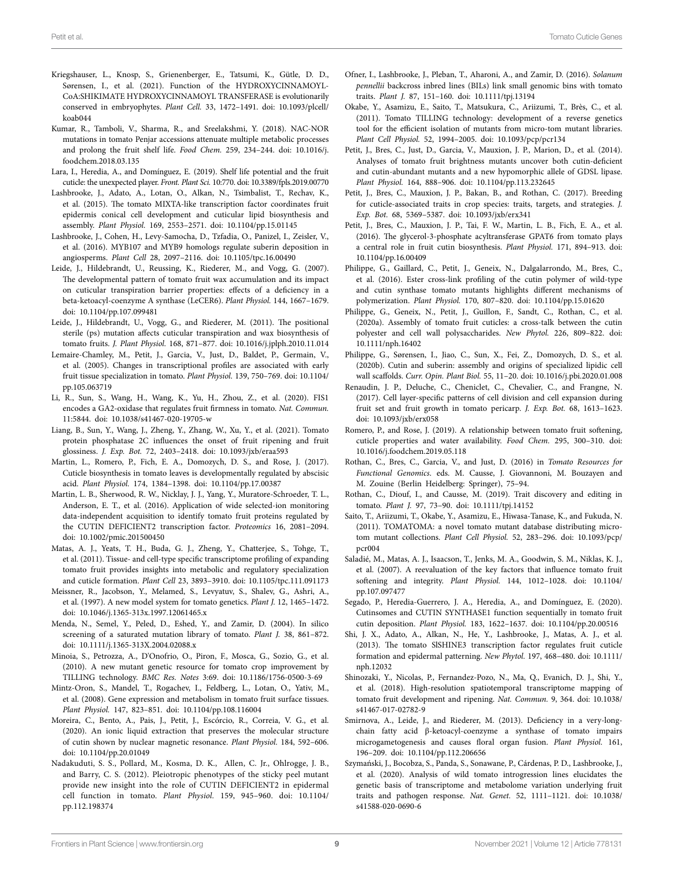Kriegshauser, L., Knosp, S., Grienenberger, E., Tatsumi, K., Gütle, D. D., Sørensen, I., et al. (2021). Function of the HYDROXYCINNAMOYL-CoA:SHIKIMATE HYDROXYCINNAMOYL TRANSFERASE is evolutionarily conserved in embryophytes. *Plant Cell.* 33, 1472–1491. doi: 10.1093/plcell/koab044

Kumar, R., Tamboli, V., Sharma, R., and Sreelakshmi, Y. (2018). NAC-NOR mutations in tomato Penjar accessions attenuate multiple metabolic processes and prolong the fruit shelf life. *Food Chem.* 259, 234–244. doi: 10.1016/j.foodchem.2018.03.135

Lara, I., Heredia, A., and Domínguez, E. (2019). Shelf life potential and the fruit cuticle: the unexpected player. *Front. Plant Sci.* 10:770. doi: 10.3389/fpls.2019.00770

Lashbrooke, J., Adato, A., Lotan, O., Alkan, N., Tsimbalist, T., Rechav, K., et al. (2015). The tomato MIXTA-like transcription factor coordinates fruit epidermis conical cell development and cuticular lipid biosynthesis and assembly. *Plant Physiol.* 169, 2553–2571. doi: 10.1104/pp.15.01145

Lashbrooke, J., Cohen, H., Levy-Samocha, D., Tzfadia, O., Panizel, I., Zeisler, V., et al. (2016). MYB107 and MYB9 homologs regulate suberin deposition in angiosperms. *Plant Cell* 28, 2097–2116. doi: 10.1105/tpc.16.00490

Leide, J., Hildebrandt, U., Reussing, K., Riederer, M., and Vogg, G. (2007). The developmental pattern of tomato fruit wax accumulation and its impact on cuticular transpiration barrier properties: effects of a deficiency in a beta-ketoacyl-coenzyme A synthase (LeCER6). *Plant Physiol.* 144, 1667–1679. doi: 10.1104/pp.107.099481

Leide, J., Hildebrandt, U., Vogg, G., and Riederer, M. (2011). The positional sterile (ps) mutation affects cuticular transpiration and wax biosynthesis of tomato fruits. *J. Plant Physiol.* 168, 871–877. doi: 10.1016/j.jplph.2010.11.014

Lemaire-Chamley, M., Petit, J., Garcia, V., Just, D., Baldet, P., Germain, V., et al. (2005). Changes in transcriptional profiles are associated with early fruit tissue specialization in tomato. *Plant Physiol.* 139, 750–769. doi: 10.1104/pp.105.063719

Li, R., Sun, S., Wang, H., Wang, K., Yu, H., Zhou, Z., et al. (2020). FIS1 encodes a GA2-oxidase that regulates fruit firmness in tomato. *Nat. Commun.* 11:5844. doi: 10.1038/s41467-020-19705-w

Liang, B., Sun, Y., Wang, J., Zheng, Y., Zhang, W., Xu, Y., et al. (2021). Tomato protein phosphatase 2C influences the onset of fruit ripening and fruit glossiness. *J. Exp. Bot.* 72, 2403–2418. doi: 10.1093/jxb/eraa593

Martin, L., Romero, P., Fich, E. A., Domozych, D. S., and Rose, J. (2017). Cuticle biosynthesis in tomato leaves is developmentally regulated by abscisic acid. *Plant Physiol.* 174, 1384–1398. doi: 10.1104/pp.17.00387

Martin, L. B., Sherwood, R. W., Nicklay, J. J., Yang, Y., Muratore-Schroeder, T. L., Anderson, E. T., et al. (2016). Application of wide selected-ion monitoring data-independent acquisition to identify tomato fruit proteins regulated by the CUTIN DEFICIENT2 transcription factor. *Proteomics* 16, 2081–2094. doi: 10.1002/pmic.201500450

Matas, A. J., Yeats, T. H., Buda, G. J., Zheng, Y., Chatterjee, S., Tohge, T., et al. (2011). Tissue- and cell-type specific transcriptome profiling of expanding tomato fruit provides insights into metabolic and regulatory specialization and cuticle formation. *Plant Cell* 23, 3893–3910. doi: 10.1105/tpc.111.091173

Meissner, R., Jacobson, Y., Melamed, S., Levyatuv, S., Shalev, G., Ashri, A., et al. (1997). A new model system for tomato genetics. *Plant J.* 12, 1465–1472. doi: 10.1046/j.1365-313x.1997.12061465.x

Menda, N., Semel, Y., Peled, D., Eshed, Y., and Zamir, D. (2004). In silico screening of a saturated mutation library of tomato. *Plant J.* 38, 861–872. doi: 10.1111/j.1365-313X.2004.02088.x

Minoia, S., Petrozza, A., D'Onofrio, O., Piron, F., Mosca, G., Sozio, G., et al. (2010). A new mutant genetic resource for tomato crop improvement by TILLING technology. *BMC Res. Notes* 3:69. doi: 10.1186/1756-0500-3-69

Mintz-Oron, S., Mandel, T., Rogachev, I., Feldberg, L., Lotan, O., Yativ, M., et al. (2008). Gene expression and metabolism in tomato fruit surface tissues. *Plant Physiol.* 147, 823–851. doi: 10.1104/pp.108.116004

Moreira, C., Bento, A., Pais, J., Petit, J., Escórcio, R., Correia, V. G., et al. (2020). An ionic liquid extraction that preserves the molecular structure of cutin shown by nuclear magnetic resonance. *Plant Physiol.* 184, 592–606. doi: 10.1104/pp.20.01049

Nadakuduti, S. S., Pollard, M., Kosma, D. K., Allen, C. Jr., Ohlrogge, J. B., and Barry, C. S. (2012). Pleiotropic phenotypes of the sticky peel mutant provide new insight into the role of CUTIN DEFICIENT2 in epidermal cell function in tomato. *Plant Physiol.* 159, 945–960. doi: 10.1104/pp.112.198374

Ofner, I., Lashbrooke, J., Pleban, T., Aharoni, A., and Zamir, D. (2016). *Solanum pennellii* backcross inbred lines (BILs) link small genomic bins with tomato traits. *Plant J.* 87, 151–160. doi: 10.1111/tpj.13194

Okabe, Y., Asamizu, E., Saito, T., Matsukura, C., Ariizumi, T., Brès, C., et al. (2011). Tomato TILLING technology: development of a reverse genetics tool for the efficient isolation of mutants from micro-tom mutant libraries. *Plant Cell Physiol.* 52, 1994–2005. doi: 10.1093/pcp/pcr134

Petit, J., Bres, C., Just, D., Garcia, V., Mauxion, J. P., Marion, D., et al. (2014). Analyses of tomato fruit brightness mutants uncover both cutin-deficient and cutin-abundant mutants and a new hypomorphic allele of GDSL lipase. *Plant Physiol.* 164, 888–906. doi: 10.1104/pp.113.232645

Petit, J., Bres, C., Mauxion, J. P., Bakan, B., and Rothan, C. (2017). Breeding for cuticle-associated traits in crop species: traits, targets, and strategies. *J. Exp. Bot.* 68, 5369–5387. doi: 10.1093/jxb/erx341

Petit, J., Bres, C., Mauxion, J. P., Tai, F. W., Martin, L. B., Fich, E. A., et al. (2016). The glycerol-3-phosphate acyltransferase GPAT6 from tomato plays a central role in fruit cutin biosynthesis. *Plant Physiol.* 171, 894–913. doi: 10.1104/pp.16.00409

Philippe, G., Gaillard, C., Petit, J., Geneix, N., Dalgalarrondo, M., Bres, C., et al. (2016). Ester cross-link profiling of the cutin polymer of wild-type and cutin synthase tomato mutants highlights different mechanisms of polymerization. *Plant Physiol.* 170, 807–820. doi: 10.1104/pp.15.01620

Philippe, G., Geneix, N., Petit, J., Guillon, F., Sandt, C., Rothan, C., et al. (2020a). Assembly of tomato fruit cuticles: a cross-talk between the cutin polyester and cell wall polysaccharides. *New Phytol.* 226, 809–822. doi: 10.1111/nph.16402

Philippe, G., Sørensen, I., Jiao, C., Sun, X., Fei, Z., Domozych, D. S., et al. (2020b). Cutin and suberin: assembly and origins of specialized lipidic cell wall scaffolds. *Curr. Opin. Plant Biol.* 55, 11–20. doi: 10.1016/j.pbi.2020.01.008

Renaudin, J. P., Deluche, C., Cheniclet, C., Chevalier, C., and Frangne, N. (2017). Cell layer-specific patterns of cell division and cell expansion during fruit set and fruit growth in tomato pericarp. *J. Exp. Bot.* 68, 1613–1623. doi: 10.1093/jxb/erx058

Romero, P., and Rose, J. (2019). A relationship between tomato fruit softening, cuticle properties and water availability. *Food Chem.* 295, 300–310. doi: 10.1016/j.foodchem.2019.05.118

Rothan, C., Bres, C., Garcia, V., and Just, D. (2016) in *Tomato Resources for Functional Genomics*. eds. M. Causse, J. Giovannoni, M. Bouzayen and M. Zouine (Berlin Heidelberg: Springer), 75–94.

Rothan, C., Diouf, I., and Causse, M. (2019). Trait discovery and editing in tomato. *Plant J.* 97, 73–90. doi: 10.1111/tpj.14152

Saito, T., Ariizumi, T., Okabe, Y., Asamizu, E., Hiwasa-Tanase, K., and Fukuda, N. (2011). TOMATOMA: a novel tomato mutant database distributing micro-tom mutant collections. *Plant Cell Physiol.* 52, 283–296. doi: 10.1093/pcp/pcr004

Saladié, M., Matas, A. J., Isaacson, T., Jenks, M. A., Goodwin, S. M., Niklas, K. J., et al. (2007). A reevaluation of the key factors that influence tomato fruit softening and integrity. *Plant Physiol.* 144, 1012–1028. doi: 10.1104/pp.107.097477

Segado, P., Heredia-Guerrero, J. A., Heredia, A., and Domínguez, E. (2020). Cutinsomes and CUTIN SYNTHASE1 function sequentially in tomato fruit cutin deposition. *Plant Physiol.* 183, 1622–1637. doi: 10.1104/pp.20.00516

Shi, J. X., Adato, A., Alkan, N., He, Y., Lashbrooke, J., Matas, A. J., et al. (2013). The tomato SlSHINE3 transcription factor regulates fruit cuticle formation and epidermal patterning. *New Phytol.* 197, 468–480. doi: 10.1111/nph.12032

Shinozaki, Y., Nicolas, P., Fernandez-Pozo, N., Ma, Q., Evanich, D. J., Shi, Y., et al. (2018). High-resolution spatiotemporal transcriptome mapping of tomato fruit development and ripening. *Nat. Commun.* 9, 364. doi: 10.1038/s41467-017-02782-9

Smirnova, A., Leide, J., and Riederer, M. (2013). Deficiency in a very-long-chain fatty acid β-ketoacyl-coenzyme a synthase of tomato impairs microgametogenesis and causes floral organ fusion. *Plant Physiol.* 161, 196–209. doi: 10.1104/pp.112.206656

Szymański, J., Bocobza, S., Panda, S., Sonawane, P., Cárdenas, P. D., Lashbrooke, J., et al. (2020). Analysis of wild tomato introgression lines elucidates the genetic basis of transcriptome and metabolome variation underlying fruit traits and pathogen response. *Nat. Genet.* 52, 1111–1121. doi: 10.1038/s41588-020-0690-6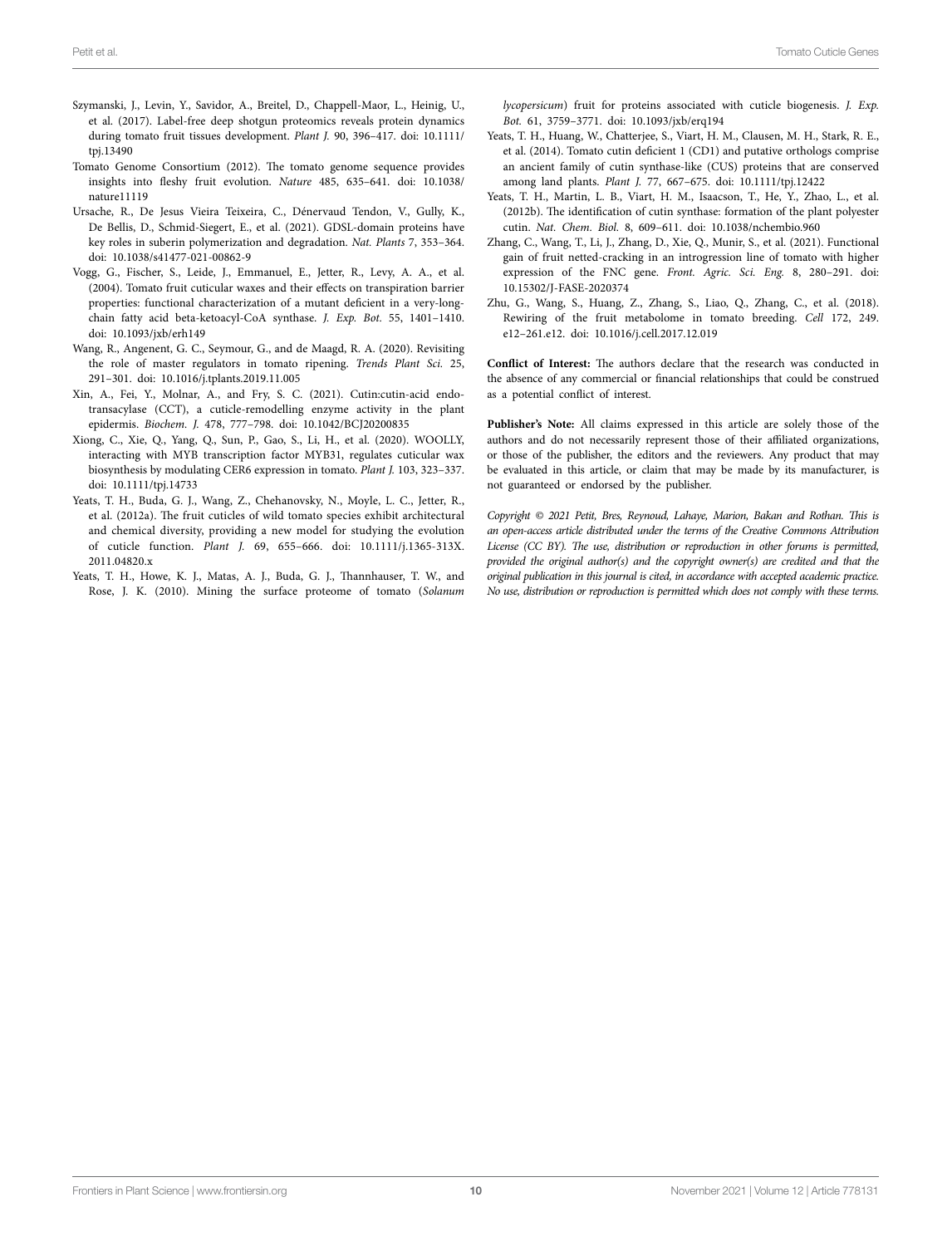Szymanski, J., Levin, Y., Savidor, A., Breitel, D., Chappell-Maor, L., Heinig, U., et al. (2017). Label-free deep shotgun proteomics reveals protein dynamics during tomato fruit tissues development. *Plant J.* 90, 396–417. doi: 10.1111/tpj.13490

Tomato Genome Consortium (2012). The tomato genome sequence provides insights into fleshy fruit evolution. *Nature* 485, 635–641. doi: 10.1038/nature11119

Ursache, R., De Jesus Vieira Teixeira, C., Dénervaud Tendon, V., Gully, K., De Bellis, D., Schmid-Siegert, E., et al. (2021). GDSL-domain proteins have key roles in suberin polymerization and degradation. *Nat. Plants* 7, 353–364. doi: 10.1038/s41477-021-00862-9

Vogg, G., Fischer, S., Leide, J., Emmanuel, E., Jetter, R., Levy, A. A., et al. (2004). Tomato fruit cuticular waxes and their effects on transpiration barrier properties: functional characterization of a mutant deficient in a very-long-chain fatty acid beta-ketoacyl-CoA synthase. *J. Exp. Bot.* 55, 1401–1410. doi: 10.1093/jxb/erh149

Wang, R., Angenent, G. C., Seymour, G., and de Maagd, R. A. (2020). Revisiting the role of master regulators in tomato ripening. *Trends Plant Sci.* 25, 291–301. doi: 10.1016/j.tplants.2019.11.005

Xin, A., Fei, Y., Molnar, A., and Fry, S. C. (2021). Cutin:cutin-acid endo-transacylase (CCT), a cuticle-remodelling enzyme activity in the plant epidermis. *Biochem. J.* 478, 777–798. doi: 10.1042/BCJ20200835

Xiong, C., Xie, Q., Yang, Q., Sun, P., Gao, S., Li, H., et al. (2020). WOOLLY, interacting with MYB transcription factor MYB31, regulates cuticular wax biosynthesis by modulating CER6 expression in tomato. *Plant J.* 103, 323–337. doi: 10.1111/tpj.14733

Yeats, T. H., Buda, G. J., Wang, Z., Chehanovsky, N., Moyle, L. C., Jetter, R., et al. (2012a). The fruit cuticles of wild tomato species exhibit architectural and chemical diversity, providing a new model for studying the evolution of cuticle function. *Plant J.* 69, 655–666. doi: 10.1111/j.1365-313X.2011.04820.x

Yeats, T. H., Howe, K. J., Matas, A. J., Buda, G. J., Thannhauser, T. W., and Rose, J. K. (2010). Mining the surface proteome of tomato (*Solanum lycopersicum*) fruit for proteins associated with cuticle biogenesis. *J. Exp. Bot.* 61, 3759–3771. doi: 10.1093/jxb/erq194

Yeats, T. H., Huang, W., Chatterjee, S., Viart, H. M., Clausen, M. H., Stark, R. E., et al. (2014). Tomato cutin deficient 1 (CD1) and putative orthologs comprise an ancient family of cutin synthase-like (CUS) proteins that are conserved among land plants. *Plant J.* 77, 667–675. doi: 10.1111/tpj.12422

Yeats, T. H., Martin, L. B., Viart, H. M., Isaacson, T., He, Y., Zhao, L., et al. (2012b). The identification of cutin synthase: formation of the plant polyester cutin. *Nat. Chem. Biol.* 8, 609–611. doi: 10.1038/nchembio.960

Zhang, C., Wang, T., Li, J., Zhang, D., Xie, Q., Munir, S., et al. (2021). Functional gain of fruit netted-cracking in an introgression line of tomato with higher expression of the FNC gene. *Front. Agric. Sci. Eng.* 8, 280–291. doi: 10.15302/J-FASE-2020374

Zhu, G., Wang, S., Huang, Z., Zhang, S., Liao, Q., Zhang, C., et al. (2018). Rewiring of the fruit metabolome in tomato breeding. *Cell* 172, 249. e12–261.e12. doi: 10.1016/j.cell.2017.12.019

**Conflict of Interest:** The authors declare that the research was conducted in the absence of any commercial or financial relationships that could be construed as a potential conflict of interest.

**Publisher's Note:** All claims expressed in this article are solely those of the authors and do not necessarily represent those of their affiliated organizations, or those of the publisher, the editors and the reviewers. Any product that may be evaluated in this article, or claim that may be made by its manufacturer, is not guaranteed or endorsed by the publisher.

*Copyright © 2021 Petit, Bres, Reynoud, Lahaye, Marion, Bakan and Rothan. This is an open-access article distributed under the terms of the Creative Commons Attribution License (CC BY). The use, distribution or reproduction in other forums is permitted, provided the original author(s) and the copyright owner(s) are credited and that the original publication in this journal is cited, in accordance with accepted academic practice. No use, distribution or reproduction is permitted which does not comply with these terms.*